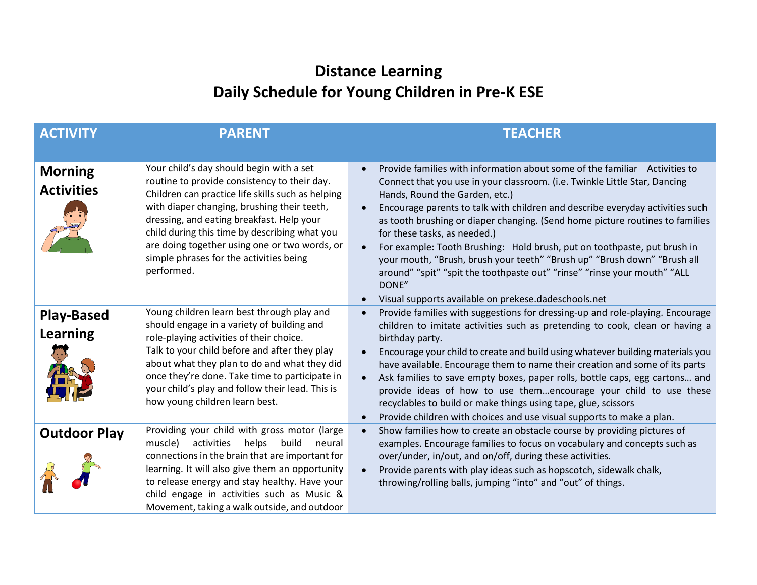# Distance Learning
# Daily Schedule for Young Children in Pre-K ESE

| ACTIVITY | PARENT | TEACHER |
|---|---|---|
| **Morning Activities** | Your child's day should begin with a set routine to provide consistency to their day. Children can practice life skills such as helping with diaper changing, brushing their teeth, dressing, and eating breakfast. Help your child during this time by describing what you are doing together using one or two words, or simple phrases for the activities being performed. | • Provide families with information about some of the familiar Activities to Connect that you use in your classroom. (i.e. Twinkle Little Star, Dancing Hands, Round the Garden, etc.)<br>• Encourage parents to talk with children and describe everyday activities such as tooth brushing or diaper changing. (Send home picture routines to families for these tasks, as needed.)<br>• For example: Tooth Brushing: Hold brush, put on toothpaste, put brush in your mouth, "Brush, brush your teeth" "Brush up" "Brush down" "Brush all around" "spit" "spit the toothpaste out" "rinse" "rinse your mouth" "ALL DONE"<br>• Visual supports available on prekese.dadeschools.net |
| **Play-Based Learning** | Young children learn best through play and should engage in a variety of building and role-playing activities of their choice. Talk to your child before and after they play about what they plan to do and what they did once they're done. Take time to participate in your child's play and follow their lead. This is how young children learn best. | • Provide families with suggestions for dressing-up and role-playing. Encourage children to imitate activities such as pretending to cook, clean or having a birthday party.<br>• Encourage your child to create and build using whatever building materials you have available. Encourage them to name their creation and some of its parts<br>• Ask families to save empty boxes, paper rolls, bottle caps, egg cartons… and provide ideas of how to use them…encourage your child to use these recyclables to build or make things using tape, glue, scissors<br>• Provide children with choices and use visual supports to make a plan. |
| **Outdoor Play** | Providing your child with gross motor (large muscle) activities helps build neural connections in the brain that are important for learning. It will also give them an opportunity to release energy and stay healthy. Have your child engage in activities such as Music & Movement, taking a walk outside, and outdoor | • Show families how to create an obstacle course by providing pictures of examples. Encourage families to focus on vocabulary and concepts such as over/under, in/out, and on/off, during these activities.<br>• Provide parents with play ideas such as hopscotch, sidewalk chalk, throwing/rolling balls, jumping "into" and "out" of things. |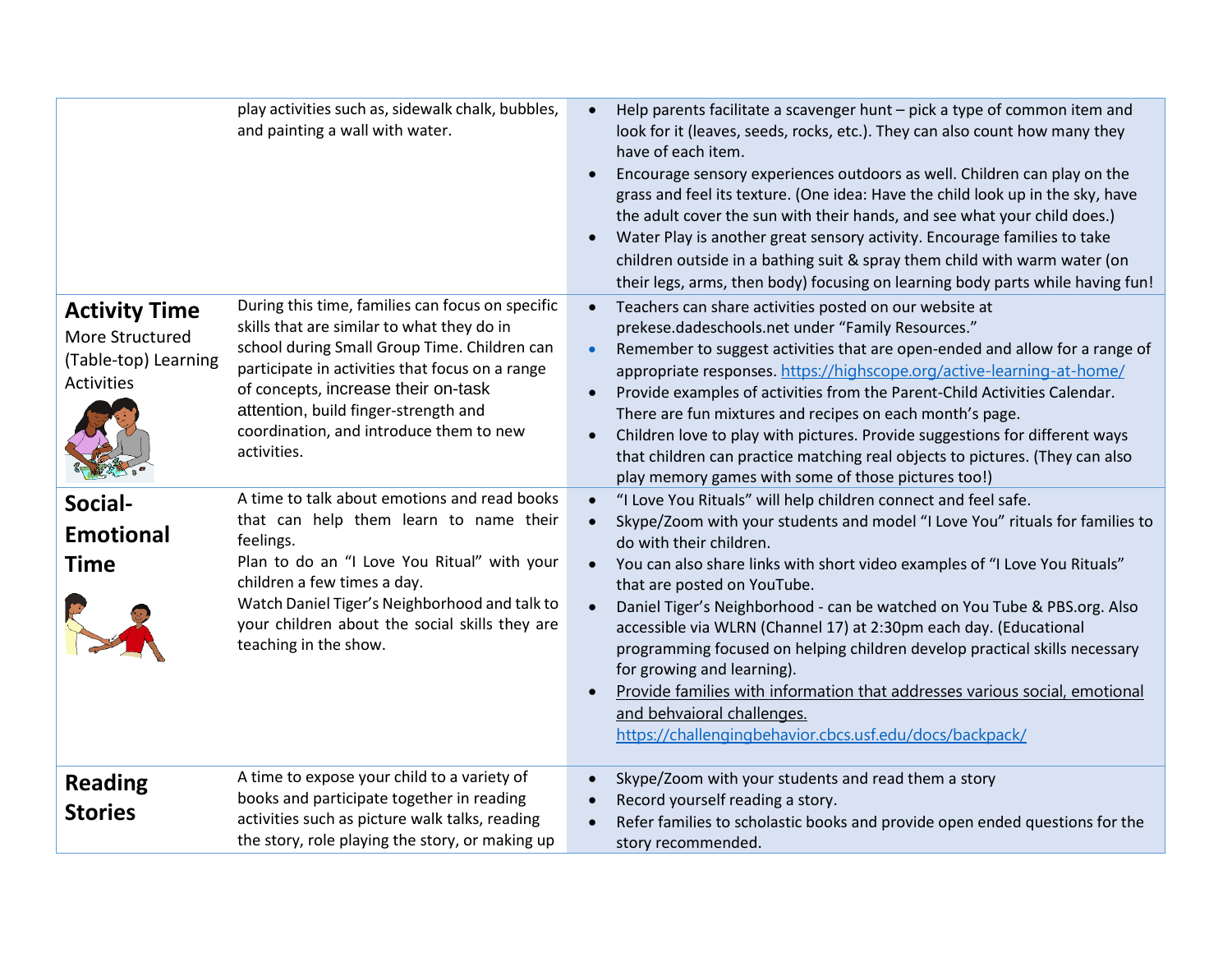| | | |
|---|---|---|
| | play activities such as, sidewalk chalk, bubbles, and painting a wall with water. | • Help parents facilitate a scavenger hunt – pick a type of common item and look for it (leaves, seeds, rocks, etc.). They can also count how many they have of each item.<br>• Encourage sensory experiences outdoors as well. Children can play on the grass and feel its texture. (One idea: Have the child look up in the sky, have the adult cover the sun with their hands, and see what your child does.)<br>• Water Play is another great sensory activity. Encourage families to take children outside in a bathing suit & spray them child with warm water (on their legs, arms, then body) focusing on learning body parts while having fun! |
| **Activity Time**<br>More Structured (Table-top) Learning Activities | During this time, families can focus on specific skills that are similar to what they do in school during Small Group Time. Children can participate in activities that focus on a range of concepts, increase their on-task attention, build finger-strength and coordination, and introduce them to new activities. | • Teachers can share activities posted on our website at prekese.dadeschools.net under "Family Resources."<br>• Remember to suggest activities that are open-ended and allow for a range of appropriate responses. https://highscope.org/active-learning-at-home/<br>• Provide examples of activities from the Parent-Child Activities Calendar. There are fun mixtures and recipes on each month's page.<br>• Children love to play with pictures. Provide suggestions for different ways that children can practice matching real objects to pictures. (They can also play memory games with some of those pictures too!) |
| **Social-Emotional Time** | A time to talk about emotions and read books that can help them learn to name their feelings.<br>Plan to do an "I Love You Ritual" with your children a few times a day.<br>Watch Daniel Tiger's Neighborhood and talk to your children about the social skills they are teaching in the show. | • "I Love You Rituals" will help children connect and feel safe.<br>• Skype/Zoom with your students and model "I Love You" rituals for families to do with their children.<br>• You can also share links with short video examples of "I Love You Rituals" that are posted on YouTube.<br>• Daniel Tiger's Neighborhood - can be watched on You Tube & PBS.org. Also accessible via WLRN (Channel 17) at 2:30pm each day. (Educational programming focused on helping children develop practical skills necessary for growing and learning).<br>• Provide families with information that addresses various social, emotional and behvaioral challenges. https://challengingbehavior.cbcs.usf.edu/docs/backpack/ |
| **Reading Stories** | A time to expose your child to a variety of books and participate together in reading activities such as picture walk talks, reading the story, role playing the story, or making up | • Skype/Zoom with your students and read them a story<br>• Record yourself reading a story.<br>• Refer families to scholastic books and provide open ended questions for the story recommended. |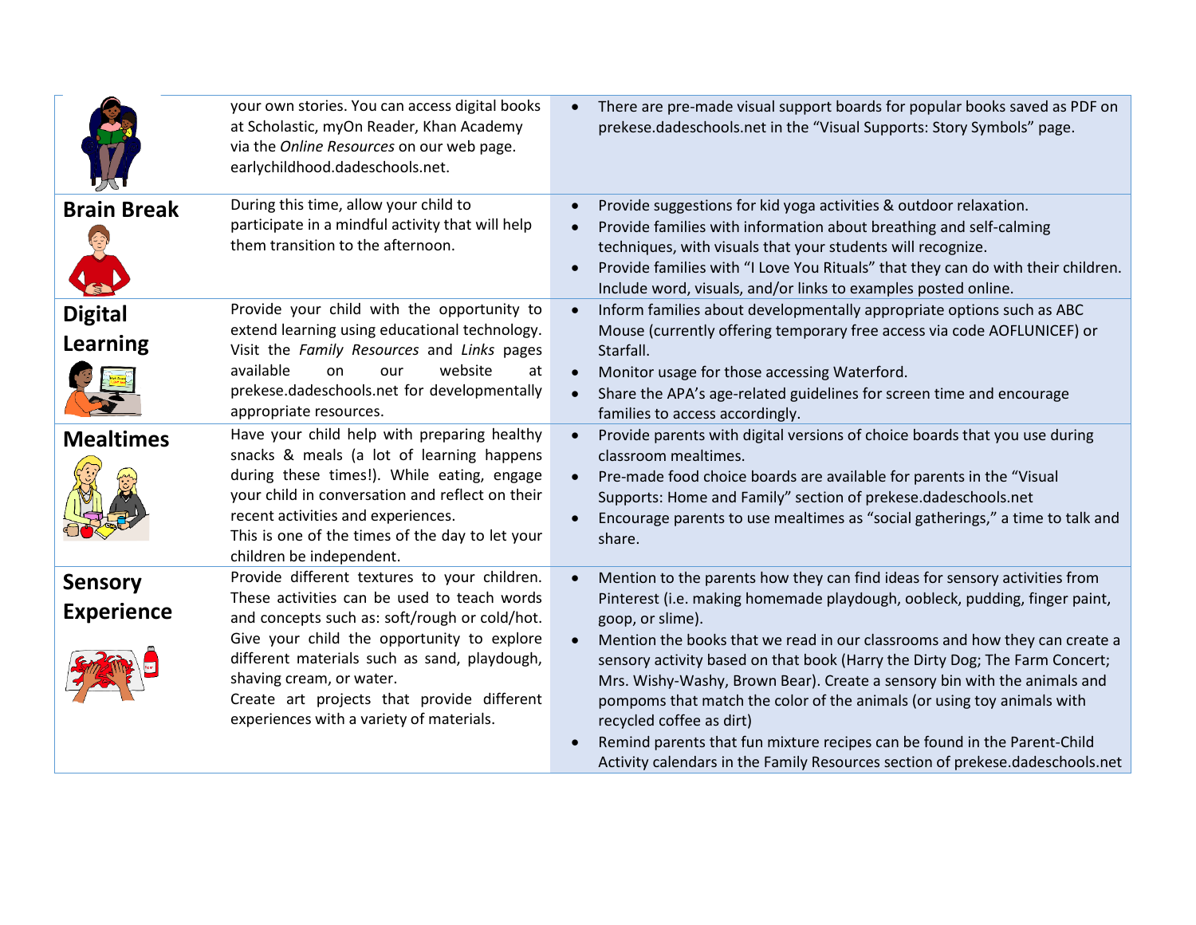| | | |
|---|---|---|
| | your own stories. You can access digital books at Scholastic, myOn Reader, Khan Academy via the *Online Resources* on our web page. earlychildhood.dadeschools.net. | • There are pre-made visual support boards for popular books saved as PDF on prekese.dadeschools.net in the “Visual Supports: Story Symbols” page. |
| **Brain Break** | During this time, allow your child to participate in a mindful activity that will help them transition to the afternoon. | • Provide suggestions for kid yoga activities & outdoor relaxation.<br>• Provide families with information about breathing and self-calming techniques, with visuals that your students will recognize.<br>• Provide families with “I Love You Rituals” that they can do with their children. Include word, visuals, and/or links to examples posted online. |
| **Digital Learning** | Provide your child with the opportunity to extend learning using educational technology. Visit the *Family Resources* and *Links* pages available on our website at prekese.dadeschools.net for developmentally appropriate resources. | • Inform families about developmentally appropriate options such as ABC Mouse (currently offering temporary free access via code AOFLUNICEF) or Starfall.<br>• Monitor usage for those accessing Waterford.<br>• Share the APA’s age-related guidelines for screen time and encourage families to access accordingly. |
| **Mealtimes** | Have your child help with preparing healthy snacks & meals (a lot of learning happens during these times!). While eating, engage your child in conversation and reflect on their recent activities and experiences.<br>This is one of the times of the day to let your children be independent. | • Provide parents with digital versions of choice boards that you use during classroom mealtimes.<br>• Pre-made food choice boards are available for parents in the “Visual Supports: Home and Family” section of prekese.dadeschools.net<br>• Encourage parents to use mealtimes as “social gatherings,” a time to talk and share. |
| **Sensory Experience** | Provide different textures to your children. These activities can be used to teach words and concepts such as: soft/rough or cold/hot. Give your child the opportunity to explore different materials such as sand, playdough, shaving cream, or water.<br>Create art projects that provide different experiences with a variety of materials. | • Mention to the parents how they can find ideas for sensory activities from Pinterest (i.e. making homemade playdough, oobleck, pudding, finger paint, goop, or slime).<br>• Mention the books that we read in our classrooms and how they can create a sensory activity based on that book (Harry the Dirty Dog; The Farm Concert; Mrs. Wishy-Washy, Brown Bear). Create a sensory bin with the animals and pompoms that match the color of the animals (or using toy animals with recycled coffee as dirt)<br>• Remind parents that fun mixture recipes can be found in the Parent-Child Activity calendars in the Family Resources section of prekese.dadeschools.net |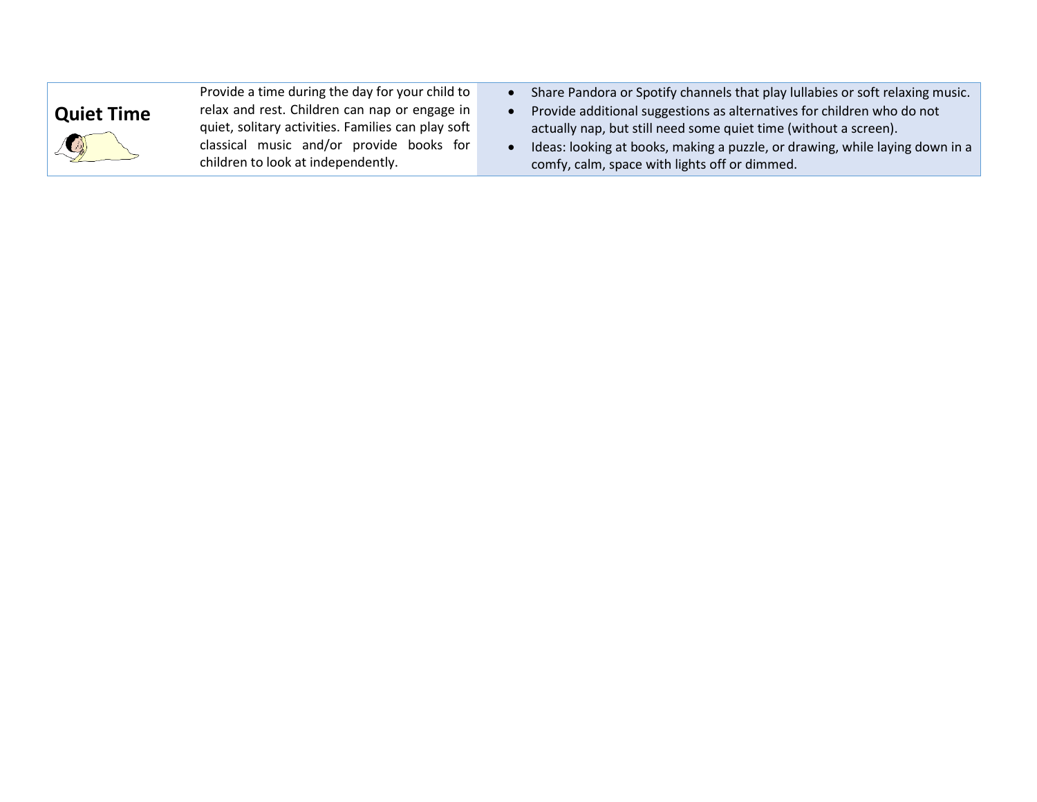| | | |
|---|---|---|
| **Quiet Time** | Provide a time during the day for your child to relax and rest. Children can nap or engage in quiet, solitary activities. Families can play soft classical music and/or provide books for children to look at independently. | • Share Pandora or Spotify channels that play lullabies or soft relaxing music.<br>• Provide additional suggestions as alternatives for children who do not actually nap, but still need some quiet time (without a screen).<br>• Ideas: looking at books, making a puzzle, or drawing, while laying down in a comfy, calm, space with lights off or dimmed. |